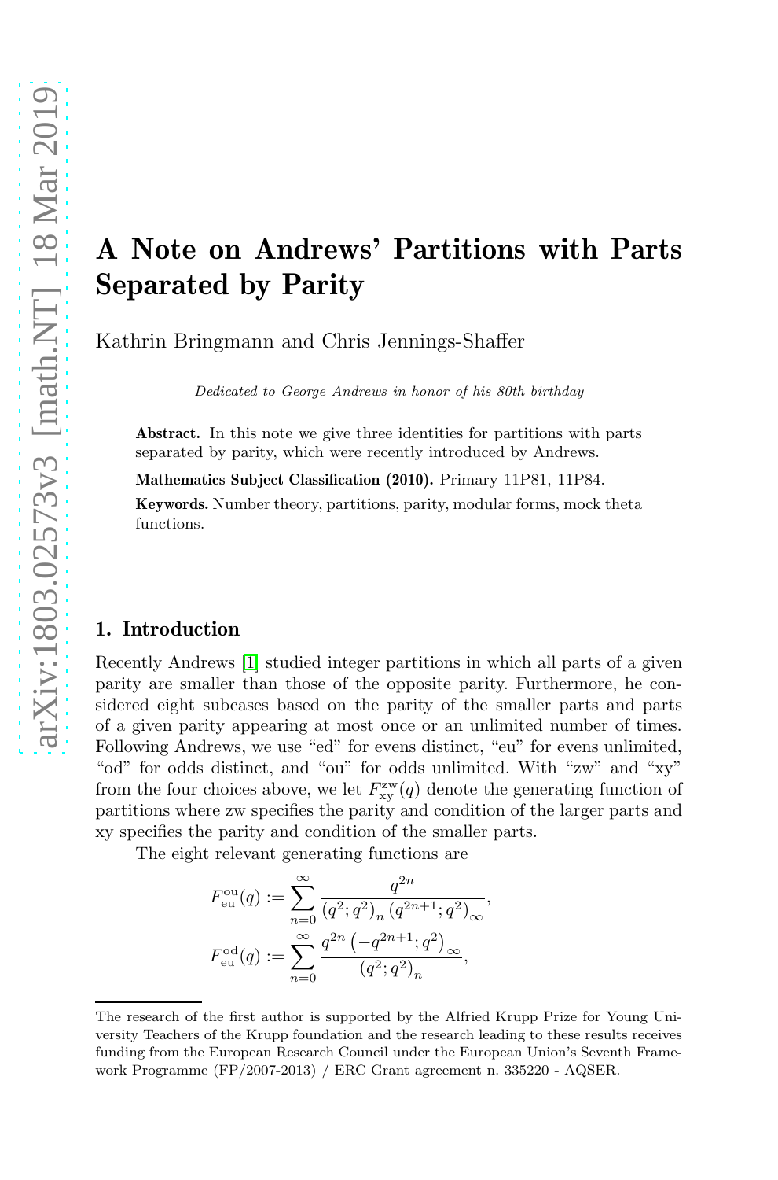# A Note on Andrews' Partitions with Parts Separated by Parity

Kathrin Bringmann and Chris Jennings-Shaffer

*Dedicated to George Andrews in honor of his 80th birthday*

**Abstract.** In this note we give three identities for partitions with parts separated by parity, which were recently introduced by Andrews.

**Mathematics Subject Classification (2010).** Primary 11P81, 11P84.

**Keywords.** Number theory, partitions, parity, modular forms, mock theta functions.

## 1. Introduction

Recently Andrews [1] studied integer partitions in which all parts of a given parity are smaller than those of the opposite parity. Furthermore, he considered eight subcases based on the parity of the smaller parts and parts of a given parity appearing at most once or an unlimited number of times. Following Andrews, we use "ed" for evens distinct, "eu" for evens unlimited, "od" for odds distinct, and "ou" for odds unlimited. With "zw" and "xy" from the four choices above, we let $F_{\mathrm{xy}}^{\mathrm{zw}}(q)$ denote the generating function of partitions where zw specifies the parity and condition of the larger parts and xy specifies the parity and condition of the smaller parts.

The eight relevant generating functions are

$$F_{\mathrm{eu}}^{\mathrm{ou}}(q) := \sum_{n=0}^{\infty} \frac{q^{2n}}{\left(q^2;q^2\right)_n \left(q^{2n+1};q^2\right)_\infty},$$

$$F_{\mathrm{eu}}^{\mathrm{od}}(q) := \sum_{n=0}^{\infty} \frac{q^{2n}\left(-q^{2n+1};q^2\right)_\infty}{\left(q^2;q^2\right)_n},$$

The research of the first author is supported by the Alfried Krupp Prize for Young University Teachers of the Krupp foundation and the research leading to these results receives funding from the European Research Council under the European Union's Seventh Framework Programme (FP/2007-2013) / ERC Grant agreement n. 335220 - AQSER.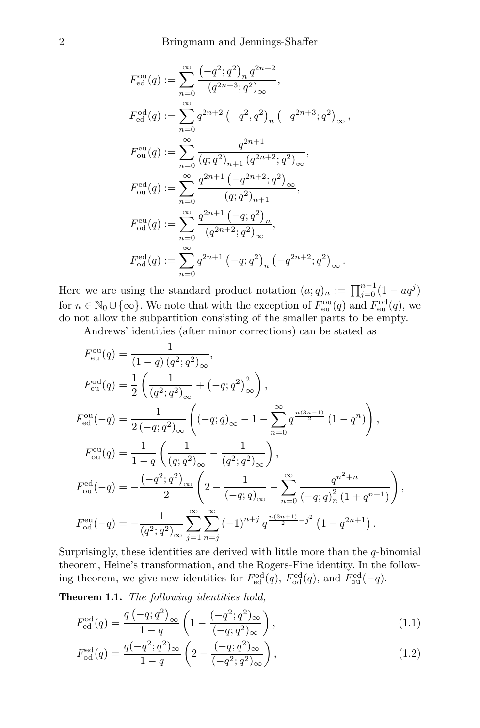$$F_{\mathrm{ed}}^{\mathrm{ou}}(q) := \sum_{n=0}^{\infty} \frac{\left(-q^2;q^2\right)_n q^{2n+2}}{\left(q^{2n+3};q^2\right)_\infty},$$

$$F_{\mathrm{ed}}^{\mathrm{od}}(q) := \sum_{n=0}^{\infty} q^{2n+2}\left(-q^2,q^2\right)_n \left(-q^{2n+3};q^2\right)_\infty,$$

$$F_{\mathrm{ou}}^{\mathrm{eu}}(q) := \sum_{n=0}^{\infty} \frac{q^{2n+1}}{\left(q;q^2\right)_{n+1}\left(q^{2n+2};q^2\right)_\infty},$$

$$F_{\mathrm{ou}}^{\mathrm{ed}}(q) := \sum_{n=0}^{\infty} \frac{q^{2n+1}\left(-q^{2n+2};q^2\right)_\infty}{\left(q;q^2\right)_{n+1}},$$

$$F_{\mathrm{od}}^{\mathrm{eu}}(q) := \sum_{n=0}^{\infty} \frac{q^{2n+1}\left(-q;q^2\right)_n}{\left(q^{2n+2};q^2\right)_\infty},$$

$$F_{\mathrm{od}}^{\mathrm{ed}}(q) := \sum_{n=0}^{\infty} q^{2n+1}\left(-q;q^2\right)_n \left(-q^{2n+2};q^2\right)_\infty .$$

Here we are using the standard product notation $(a;q)_n := \prod_{j=0}^{n-1}(1-aq^j)$ for $n \in \mathbb{N}_0 \cup \{\infty\}$. We note that with the exception of $F_{\mathrm{eu}}^{\mathrm{ou}}(q)$ and $F_{\mathrm{eu}}^{\mathrm{od}}(q)$, we do not allow the subpartition consisting of the smaller parts to be empty.

Andrews' identities (after minor corrections) can be stated as

$$F_{\mathrm{eu}}^{\mathrm{ou}}(q) = \frac{1}{(1-q)\left(q^2;q^2\right)_\infty},$$

$$F_{\mathrm{eu}}^{\mathrm{od}}(q) = \frac{1}{2}\left(\frac{1}{\left(q^2;q^2\right)_\infty} + \left(-q;q^2\right)_\infty^2\right),$$

$$F_{\mathrm{ed}}^{\mathrm{ou}}(-q) = \frac{1}{2\left(-q;q^2\right)_\infty}\left(\left(-q;q\right)_\infty - 1 - \sum_{n=0}^{\infty} q^{\frac{n(3n-1)}{2}}\left(1-q^n\right)\right),$$

$$F_{\mathrm{ou}}^{\mathrm{eu}}(q) = \frac{1}{1-q}\left(\frac{1}{\left(q;q^2\right)_\infty} - \frac{1}{\left(q^2;q^2\right)_\infty}\right),$$

$$F_{\mathrm{ou}}^{\mathrm{ed}}(-q) = -\frac{\left(-q^2;q^2\right)_\infty}{2}\left(2 - \frac{1}{\left(-q;q\right)_\infty} - \sum_{n=0}^{\infty} \frac{q^{n^2+n}}{\left(-q;q\right)_n^2\left(1+q^{n+1}\right)}\right),$$

$$F_{\mathrm{od}}^{\mathrm{eu}}(-q) = -\frac{1}{\left(q^2;q^2\right)_\infty}\sum_{j=1}^{\infty}\sum_{n=j}^{\infty}(-1)^{n+j} q^{\frac{n(3n+1)}{2}-j^2}\left(1-q^{2n+1}\right).$$

Surprisingly, these identities are derived with little more than the $q$-binomial theorem, Heine's transformation, and the Rogers-Fine identity. In the following theorem, we give new identities for $F_{\mathrm{ed}}^{\mathrm{od}}(q)$, $F_{\mathrm{od}}^{\mathrm{ed}}(q)$, and $F_{\mathrm{ou}}^{\mathrm{ed}}(-q)$.

**Theorem 1.1.** *The following identities hold,*

$$F_{\mathrm{ed}}^{\mathrm{od}}(q) = \frac{q\left(-q;q^2\right)_\infty}{1-q}\left(1 - \frac{(-q^2;q^2)_\infty}{(-q;q^2)_\infty}\right), \tag{1.1}$$

$$F_{\mathrm{od}}^{\mathrm{ed}}(q) = \frac{q(-q^2;q^2)_\infty}{1-q}\left(2 - \frac{(-q;q^2)_\infty}{(-q^2;q^2)_\infty}\right), \tag{1.2}$$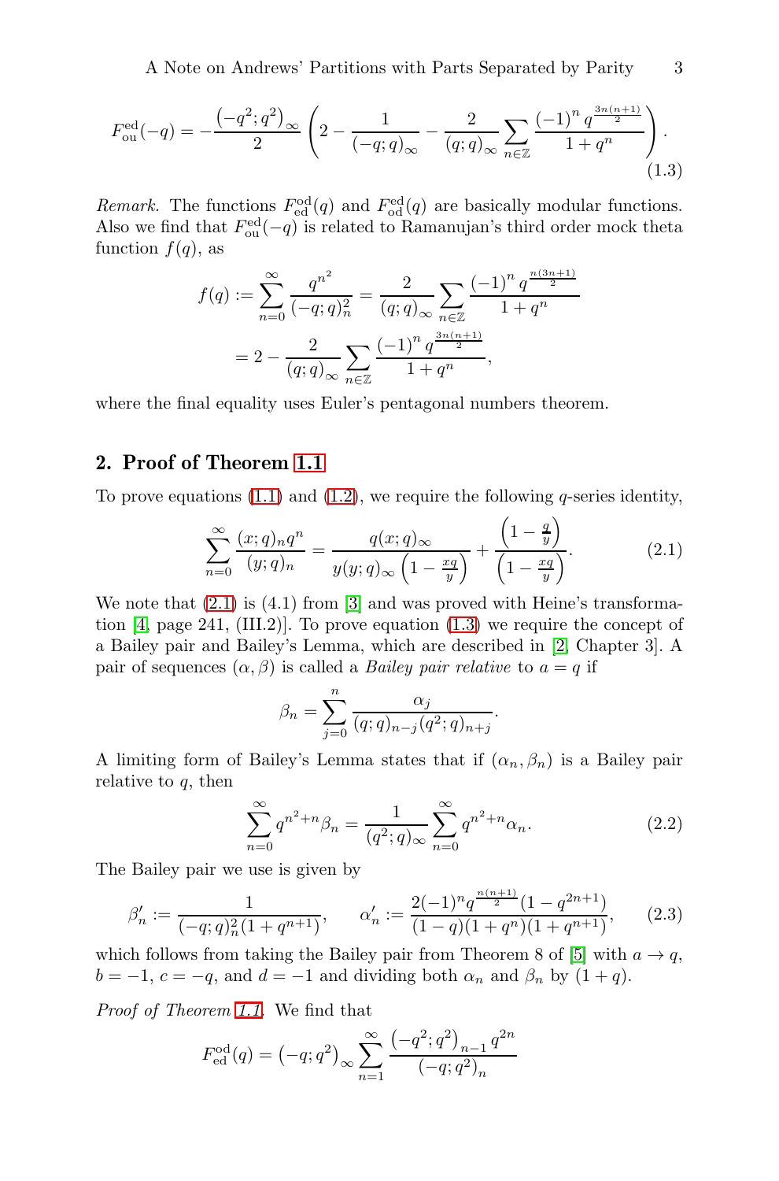$$F_{\mathrm{ou}}^{\mathrm{ed}}(-q) = -\frac{\left(-q^2;q^2\right)_\infty}{2}\left(2 - \frac{1}{(-q;q)_\infty} - \frac{2}{(q;q)_\infty}\sum_{n\in\mathbb{Z}}\frac{(-1)^n q^{\frac{3n(n+1)}{2}}}{1+q^n}\right). \tag{1.3}$$

*Remark.* The functions $F_{\mathrm{ed}}^{\mathrm{od}}(q)$ and $F_{\mathrm{od}}^{\mathrm{ed}}(q)$ are basically modular functions. Also we find that $F_{\mathrm{ou}}^{\mathrm{ed}}(-q)$ is related to Ramanujan's third order mock theta function $f(q)$, as

$$\begin{aligned} f(q) &:= \sum_{n=0}^{\infty}\frac{q^{n^2}}{(-q;q)_n^2} = \frac{2}{(q;q)_\infty}\sum_{n\in\mathbb{Z}}\frac{(-1)^n q^{\frac{n(3n+1)}{2}}}{1+q^n} \\ &= 2 - \frac{2}{(q;q)_\infty}\sum_{n\in\mathbb{Z}}\frac{(-1)^n q^{\frac{3n(n+1)}{2}}}{1+q^n}, \end{aligned}$$

where the final equality uses Euler's pentagonal numbers theorem.

## 2. Proof of Theorem 1.1

To prove equations (1.1) and (1.2), we require the following $q$-series identity,

$$\sum_{n=0}^{\infty}\frac{(x;q)_n q^n}{(y;q)_n} = \frac{q(x;q)_\infty}{y(y;q)_\infty\left(1-\frac{xq}{y}\right)} + \frac{\left(1-\frac{q}{y}\right)}{\left(1-\frac{xq}{y}\right)}. \tag{2.1}$$

We note that (2.1) is (4.1) from [3] and was proved with Heine's transformation [4, page 241, (III.2)]. To prove equation (1.3) we require the concept of a Bailey pair and Bailey's Lemma, which are described in [2, Chapter 3]. A pair of sequences $(\alpha,\beta)$ is called a *Bailey pair relative* to $a=q$ if

$$\beta_n = \sum_{j=0}^{n}\frac{\alpha_j}{(q;q)_{n-j}(q^2;q)_{n+j}}.$$

A limiting form of Bailey's Lemma states that if $(\alpha_n,\beta_n)$ is a Bailey pair relative to $q$, then

$$\sum_{n=0}^{\infty}q^{n^2+n}\beta_n = \frac{1}{(q^2;q)_\infty}\sum_{n=0}^{\infty}q^{n^2+n}\alpha_n. \tag{2.2}$$

The Bailey pair we use is given by

$$\beta_n' := \frac{1}{(-q;q)_n^2(1+q^{n+1})}, \qquad \alpha_n' := \frac{2(-1)^n q^{\frac{n(n+1)}{2}}(1-q^{2n+1})}{(1-q)(1+q^n)(1+q^{n+1})}, \tag{2.3}$$

which follows from taking the Bailey pair from Theorem 8 of [5] with $a\to q$, $b=-1$, $c=-q$, and $d=-1$ and dividing both $\alpha_n$ and $\beta_n$ by $(1+q)$.

*Proof of Theorem 1.1.* We find that

$$F_{\mathrm{ed}}^{\mathrm{od}}(q) = \left(-q;q^2\right)_\infty\sum_{n=1}^{\infty}\frac{\left(-q^2;q^2\right)_{n-1}q^{2n}}{(-q;q^2)_n}$$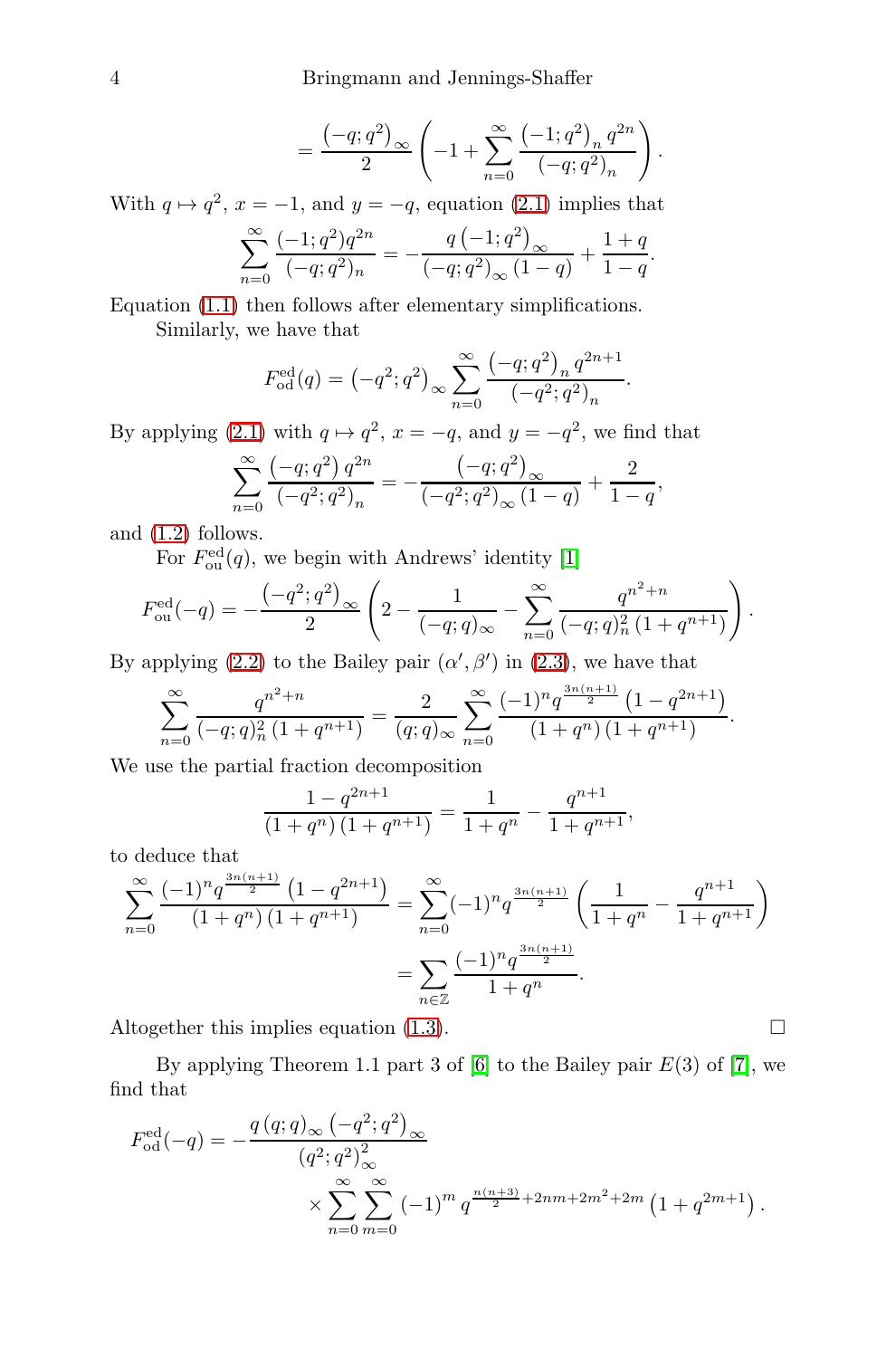$$= \frac{\left(-q;q^2\right)_\infty}{2}\left(-1+\sum_{n=0}^{\infty}\frac{\left(-1;q^2\right)_n q^{2n}}{\left(-q;q^2\right)_n}\right).$$

With $q\mapsto q^2$, $x=-1$, and $y=-q$, equation (2.1) implies that

$$\sum_{n=0}^{\infty}\frac{(-1;q^2)q^{2n}}{(-q;q^2)_n} = -\frac{q\left(-1;q^2\right)_\infty}{\left(-q;q^2\right)_\infty(1-q)}+\frac{1+q}{1-q}.$$

Equation (1.1) then follows after elementary simplifications.

Similarly, we have that

$$F_{\mathrm{od}}^{\mathrm{ed}}(q) = \left(-q^2;q^2\right)_\infty \sum_{n=0}^{\infty}\frac{\left(-q;q^2\right)_n q^{2n+1}}{\left(-q^2;q^2\right)_n}.$$

By applying (2.1) with $q\mapsto q^2$, $x=-q$, and $y=-q^2$, we find that

$$\sum_{n=0}^{\infty}\frac{\left(-q;q^2\right)q^{2n}}{\left(-q^2;q^2\right)_n} = -\frac{\left(-q;q^2\right)_\infty}{\left(-q^2;q^2\right)_\infty(1-q)}+\frac{2}{1-q},$$

and (1.2) follows.

For $F_{\mathrm{ou}}^{\mathrm{ed}}(q)$, we begin with Andrews' identity [1]

$$F_{\mathrm{ou}}^{\mathrm{ed}}(-q) = -\frac{\left(-q^2;q^2\right)_\infty}{2}\left(2-\frac{1}{(-q;q)_\infty}-\sum_{n=0}^{\infty}\frac{q^{n^2+n}}{(-q;q)_n^2\left(1+q^{n+1}\right)}\right).$$

By applying (2.2) to the Bailey pair $(\alpha',\beta')$ in (2.3), we have that

$$\sum_{n=0}^{\infty}\frac{q^{n^2+n}}{(-q;q)_n^2\left(1+q^{n+1}\right)} = \frac{2}{(q;q)_\infty}\sum_{n=0}^{\infty}\frac{(-1)^n q^{\frac{3n(n+1)}{2}}\left(1-q^{2n+1}\right)}{\left(1+q^n\right)\left(1+q^{n+1}\right)}.$$

We use the partial fraction decomposition

$$\frac{1-q^{2n+1}}{\left(1+q^n\right)\left(1+q^{n+1}\right)} = \frac{1}{1+q^n}-\frac{q^{n+1}}{1+q^{n+1}},$$

to deduce that

$$\begin{aligned}\sum_{n=0}^{\infty}\frac{(-1)^n q^{\frac{3n(n+1)}{2}}\left(1-q^{2n+1}\right)}{\left(1+q^n\right)\left(1+q^{n+1}\right)} &= \sum_{n=0}^{\infty}(-1)^n q^{\frac{3n(n+1)}{2}}\left(\frac{1}{1+q^n}-\frac{q^{n+1}}{1+q^{n+1}}\right)\\ &= \sum_{n\in\mathbb{Z}}\frac{(-1)^n q^{\frac{3n(n+1)}{2}}}{1+q^n}.\end{aligned}$$

Altogether this implies equation (1.3). $\square$

By applying Theorem 1.1 part 3 of [6] to the Bailey pair $E(3)$ of [7], we find that

$$F_{\mathrm{od}}^{\mathrm{ed}}(-q) = -\frac{q\,(q;q)_\infty\left(-q^2;q^2\right)_\infty}{\left(q^2;q^2\right)_\infty^2} \times\sum_{n=0}^{\infty}\sum_{m=0}^{\infty}(-1)^m q^{\frac{n(n+3)}{2}+2nm+2m^2+2m}\left(1+q^{2m+1}\right).$$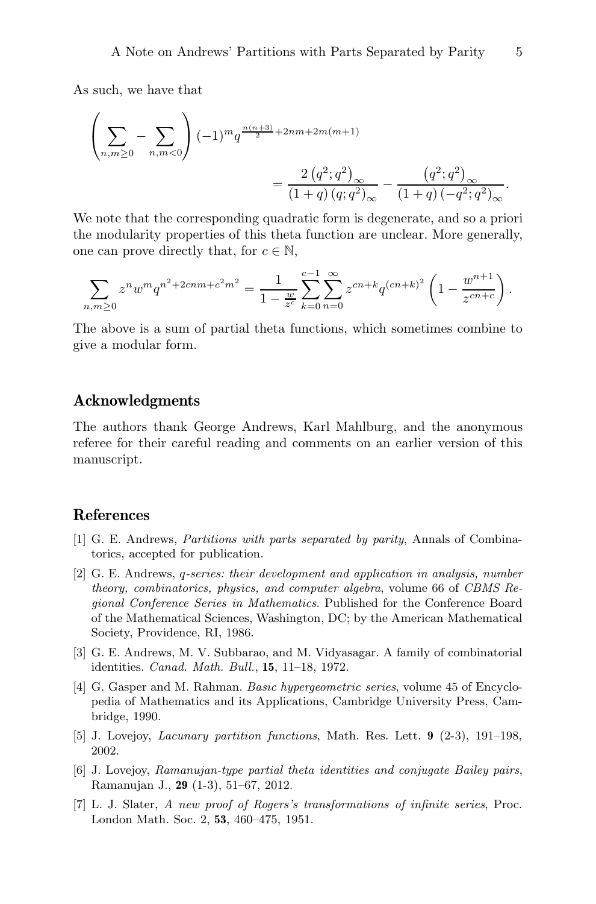As such, we have that

$$
\left( \sum_{n,m\geq 0} - \sum_{n,m<0} \right) (-1)^m q^{\frac{n(n+3)}{2}+2nm+2m(m+1)}
$$

$$
= \frac{2\left(q^2;q^2\right)_\infty}{(1+q)\left(q;q^2\right)_\infty} - \frac{\left(q^2;q^2\right)_\infty}{(1+q)\left(-q^2;q^2\right)_\infty}.
$$

We note that the corresponding quadratic form is degenerate, and so a priori the modularity properties of this theta function are unclear. More generally, one can prove directly that, for $c \in \mathbb{N}$,

$$
\sum_{n,m\geq 0} z^n w^m q^{n^2+2cnm+c^2m^2} = \frac{1}{1-\frac{w}{z^c}} \sum_{k=0}^{c-1} \sum_{n=0}^{\infty} z^{cn+k} q^{(cn+k)^2} \left(1 - \frac{w^{n+1}}{z^{cn+c}}\right).
$$

The above is a sum of partial theta functions, which sometimes combine to give a modular form.

## Acknowledgments

The authors thank George Andrews, Karl Mahlburg, and the anonymous referee for their careful reading and comments on an earlier version of this manuscript.

## References

[1] G. E. Andrews, *Partitions with parts separated by parity*, Annals of Combinatorics, accepted for publication.

[2] G. E. Andrews, *q-series: their development and application in analysis, number theory, combinatorics, physics, and computer algebra*, volume 66 of *CBMS Regional Conference Series in Mathematics*. Published for the Conference Board of the Mathematical Sciences, Washington, DC; by the American Mathematical Society, Providence, RI, 1986.

[3] G. E. Andrews, M. V. Subbarao, and M. Vidyasagar. A family of combinatorial identities. *Canad. Math. Bull.*, **15**, 11–18, 1972.

[4] G. Gasper and M. Rahman. *Basic hypergeometric series*, volume 45 of Encyclopedia of Mathematics and its Applications, Cambridge University Press, Cambridge, 1990.

[5] J. Lovejoy, *Lacunary partition functions*, Math. Res. Lett. **9** (2-3), 191–198, 2002.

[6] J. Lovejoy, *Ramanujan-type partial theta identities and conjugate Bailey pairs*, Ramanujan J., **29** (1-3), 51–67, 2012.

[7] L. J. Slater, *A new proof of Rogers's transformations of infinite series*, Proc. London Math. Soc. 2, **53**, 460–475, 1951.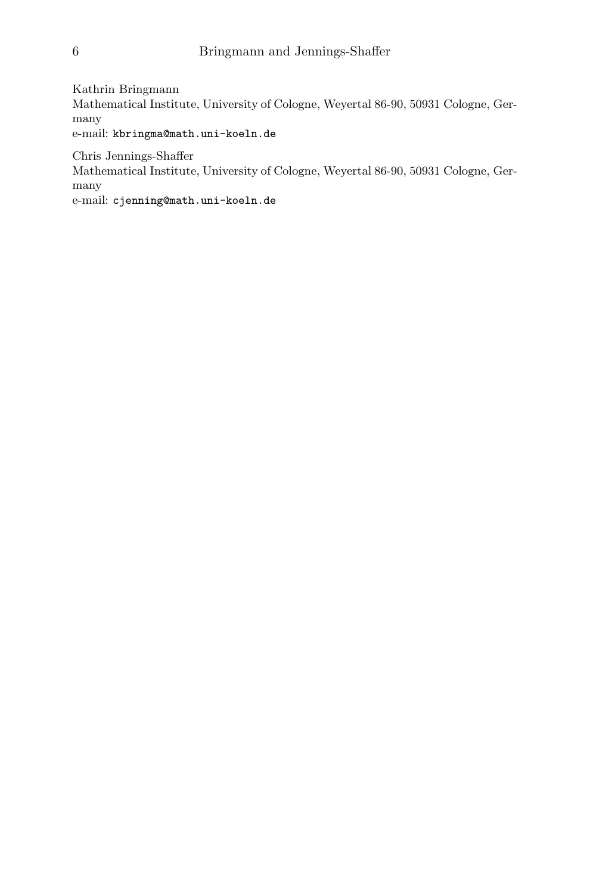Kathrin Bringmann
Mathematical Institute, University of Cologne, Weyertal 86-90, 50931 Cologne, Germany
e-mail: `kbringma@math.uni-koeln.de`

Chris Jennings-Shaffer
Mathematical Institute, University of Cologne, Weyertal 86-90, 50931 Cologne, Germany
e-mail: `cjenning@math.uni-koeln.de`